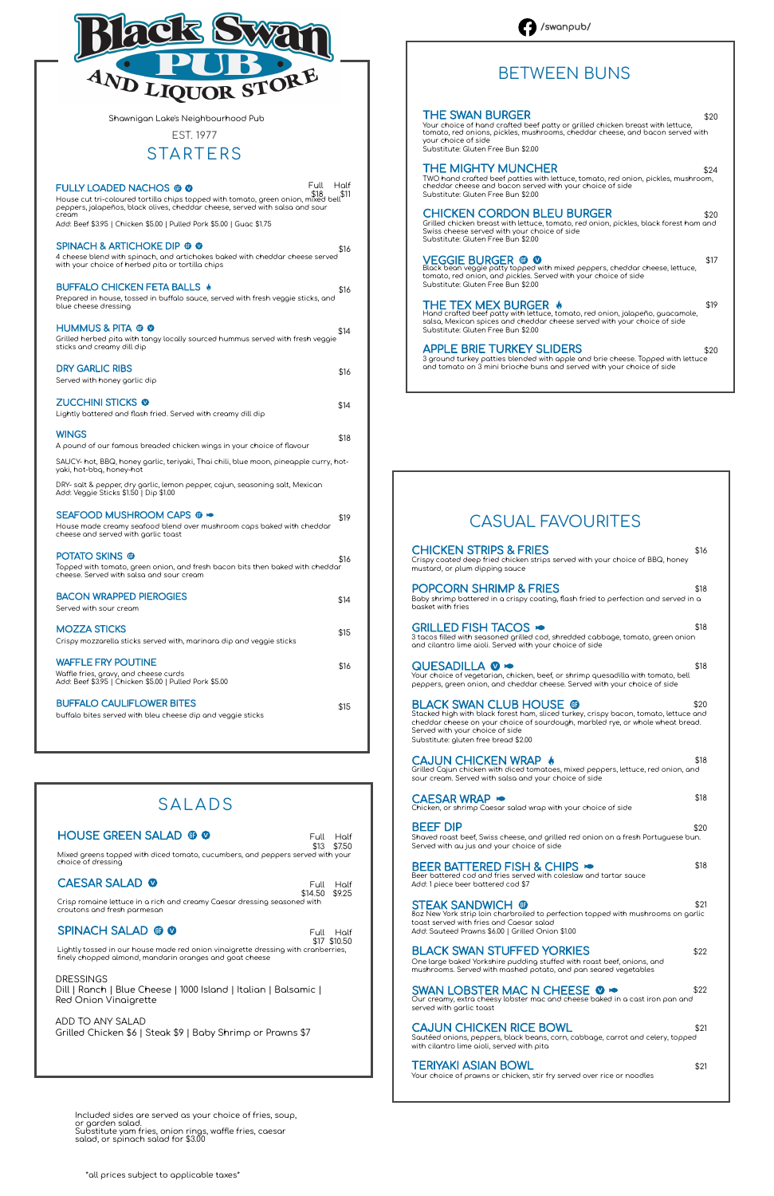# Black Swan PUB AND LIQUOR STORE

/swanpub/

Shawnigan Lake's Neighbourhood Pub

EST. 1977

## STARTERS

### FULLY LOADED NACHOS — Full $18 | Half $11
House cut tri-coloured tortilla chips topped with tomato, green onion, mixed bell peppers, jalapeños, black olives, cheddar cheese, served with salsa and sour cream
Add: Beef $3.95 | Chicken $5.00 | Pulled Pork $5.00 | Guac $1.75

### SPINACH & ARTICHOKE DIP — $16
4 cheese blend with spinach, and artichokes baked with cheddar cheese served with your choice of herbed pita or tortilla chips

### BUFFALO CHICKEN FETA BALLS — $16
Prepared in house, tossed in buffalo sauce, served with fresh veggie sticks, and blue cheese dressing

### HUMMUS & PITA — $14
Grilled herbed pita with tangy locally sourced hummus served with fresh veggie sticks and creamy dill dip

### DRY GARLIC RIBS — $16
Served with honey garlic dip

### ZUCCHINI STICKS — $14
Lightly battered and flash fried. Served with creamy dill dip

### WINGS — $18
A pound of our famous breaded chicken wings in your choice of flavour

SAUCY- hot, BBQ, honey garlic, teriyaki, Thai chili, blue moon, pineapple curry, hot-yaki, hot-bbq, honey-hot

DRY- salt & pepper, dry garlic, lemon pepper, cajun, seasoning salt, Mexican
Add: Veggie Sticks $1.50 | Dip $1.00

### SEAFOOD MUSHROOM CAPS — $19
House made creamy seafood blend over mushroom caps baked with cheddar cheese and served with garlic toast

### POTATO SKINS — $16
Topped with tomato, green onion, and fresh bacon bits then baked with cheddar cheese. Served with salsa and sour cream

### BACON WRAPPED PIEROGIES — $14
Served with sour cream

### MOZZA STICKS — $15
Crispy mozzarella sticks served with, marinara dip and veggie sticks

### WAFFLE FRY POUTINE — $16
Waffle fries, gravy, and cheese curds
Add: Beef $3.95 | Chicken $5.00 | Pulled Pork $5.00

### BUFFALO CAULIFLOWER BITES — $15
buffalo bites served with bleu cheese dip and veggie sticks

## SALADS

### HOUSE GREEN SALAD — Full $13 | Half $7.50
Mixed greens topped with diced tomato, cucumbers, and peppers served with your choice of dressing

### CAESAR SALAD — Full $14.50 | Half $9.25
Crisp romaine lettuce in a rich and creamy Caesar dressing seasoned with croutons and fresh parmesan

### SPINACH SALAD — Full $17 | Half $10.50
Lightly tossed in our house made red onion vinaigrette dressing with cranberries, finely chopped almond, mandarin oranges and goat cheese

DRESSINGS
Dill | Ranch | Blue Cheese | 1000 Island | Italian | Balsamic | Red Onion Vinaigrette

ADD TO ANY SALAD
Grilled Chicken $6 | Steak $9 | Baby Shrimp or Prawns $7

## BETWEEN BUNS

### THE SWAN BURGER — $20
Your choice of hand crafted beef patty or grilled chicken breast with lettuce, tomato, red onions, pickles, mushrooms, cheddar cheese, and bacon served with your choice of side
Substitute: Gluten Free Bun $2.00

### THE MIGHTY MUNCHER — $24
TWO hand crafted beef patties with lettuce, tomato, red onion, pickles, mushroom, cheddar cheese and bacon served with your choice of side
Substitute: Gluten Free Bun $2.00

### CHICKEN CORDON BLEU BURGER — $20
Grilled chicken breast with lettuce, tomato, red onion, pickles, black forest ham and Swiss cheese served with your choice of side
Substitute: Gluten Free Bun $2.00

### VEGGIE BURGER — $17
Black bean veggie patty topped with mixed peppers, cheddar cheese, lettuce, tomato, red onion, and pickles. Served with your choice of side
Substitute: Gluten Free Bun $2.00

### THE TEX MEX BURGER — $19
Hand crafted beef patty with lettuce, tomato, red onion, jalapeño, guacamole, salsa, Mexican spices and cheddar cheese served with your choice of side
Substitute: Gluten Free Bun $2.00

### APPLE BRIE TURKEY SLIDERS — $20
3 ground turkey patties blended with apple and brie cheese. Topped with lettuce and tomato on 3 mini brioche buns and served with your choice of side

## CASUAL FAVOURITES

### CHICKEN STRIPS & FRIES — $16
Crispy coated deep fried chicken strips served with your choice of BBQ, honey mustard, or plum dipping sauce

### POPCORN SHRIMP & FRIES — $18
Baby shrimp battered in a crispy coating, flash fried to perfection and served in a basket with fries

### GRILLED FISH TACOS — $18
3 tacos filled with seasoned grilled cod, shredded cabbage, tomato, green onion and cilantro lime aioli. Served with your choice of side

### QUESADILLA — $18
Your choice of vegetarian, chicken, beef, or shrimp quesadilla with tomato, bell peppers, green onion, and cheddar cheese. Served with your choice of side

### BLACK SWAN CLUB HOUSE — $20
Stacked high with black forest ham, sliced turkey, crispy bacon, tomato, lettuce and cheddar cheese on your choice of sourdough, marbled rye, or whole wheat bread. Served with your choice of side
Substitute: gluten free bread $2.00

### CAJUN CHICKEN WRAP — $18
Grilled Cajun chicken with diced tomatoes, mixed peppers, lettuce, red onion, and sour cream. Served with salsa and your choice of side

### CAESAR WRAP — $18
Chicken, or shrimp Caesar salad wrap with your choice of side

### BEEF DIP — $20
Shaved roast beef, Swiss cheese, and grilled red onion on a fresh Portuguese bun. Served with au jus and your choice of side

### BEER BATTERED FISH & CHIPS — $18
Beer battered cod and fries served with coleslaw and tartar sauce
Add: 1 piece beer battered cod $7

### STEAK SANDWICH — $21
8oz New York strip loin charbroiled to perfection topped with mushrooms on garlic toast served with fries and Caesar salad
Add: Sauteed Prawns $6.00 | Grilled Onion $1.00

### BLACK SWAN STUFFED YORKIES — $22
One large baked Yorkshire pudding stuffed with roast beef, onions, and mushrooms. Served with mashed potato, and pan seared vegetables

### SWAN LOBSTER MAC N CHEESE — $22
Our creamy, extra cheesy lobster mac and cheese baked in a cast iron pan and served with garlic toast

### CAJUN CHICKEN RICE BOWL — $21
Sautéed onions, peppers, black beans, corn, cabbage, carrot and celery, topped with cilantro lime aioli, served with pita

### TERIYAKI ASIAN BOWL — $21
Your choice of prawns or chicken, stir fry served over rice or noodles

Included sides are served as your choice of fries, soup, or garden salad.
Substitute yam fries, onion rings, waffle fries, caesar salad, or spinach salad for $3.00

*all prices subject to applicable taxes*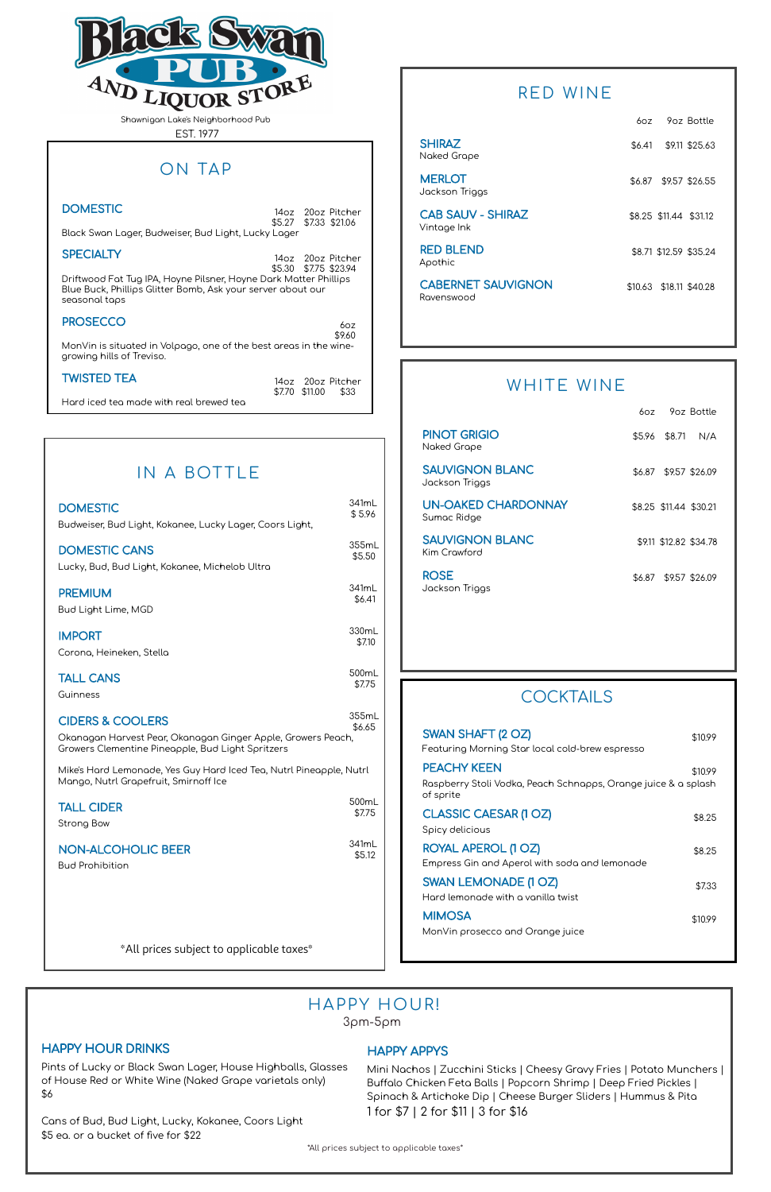# Black Swan PUB AND LIQUOR STORE

Shawnigan Lake's Neighborhood Pub

EST. 1977

## ON TAP

### DOMESTIC

| | 14oz | 20oz | Pitcher |
|---|---|---|---|
| Black Swan Lager, Budweiser, Bud Light, Lucky Lager | $5.27 | $7.33 | $21.06 |

### SPECIALTY

| | 14oz | 20oz | Pitcher |
|---|---|---|---|
| Driftwood Fat Tug IPA, Hoyne Pilsner, Hoyne Dark Matter Phillips Blue Buck, Phillips Glitter Bomb, Ask your server about our seasonal taps | $5.30 | $7.75 | $23.94 |

### PROSECCO

6oz $9.60

MonVin is situated in Volpago, one of the best areas in the wine-growing hills of Treviso.

### TWISTED TEA

| | 14oz | 20oz | Pitcher |
|---|---|---|---|
| Hard iced tea made with real brewed tea | $7.70 | $11.00 | $33 |

## IN A BOTTLE

### DOMESTIC
341mL $ 5.96

Budweiser, Bud Light, Kokanee, Lucky Lager, Coors Light,

### DOMESTIC CANS
355mL $5.50

Lucky, Bud, Bud Light, Kokanee, Michelob Ultra

### PREMIUM
341mL $6.41

Bud Light Lime, MGD

### IMPORT
330mL $7.10

Corona, Heineken, Stella

### TALL CANS
500mL $7.75

Guinness

### CIDERS & COOLERS
355mL $6.65

Okanagan Harvest Pear, Okanagan Ginger Apple, Growers Peach, Growers Clementine Pineapple, Bud Light Spritzers

Mike's Hard Lemonade, Yes Guy Hard Iced Tea, Nutrl Pineapple, Nutrl Mango, Nutrl Grapefruit, Smirnoff Ice

### TALL CIDER
500mL $7.75

Strong Bow

### NON-ALCOHOLIC BEER
341mL $5.12

Bud Prohibition

*All prices subject to applicable taxes*

## RED WINE

| | 6oz | 9oz | Bottle |
|---|---|---|---|
| **SHIRAZ** Naked Grape | $6.41 | $9.11 | $25.63 |
| **MERLOT** Jackson Triggs | $6.87 | $9.57 | $26.55 |
| **CAB SAUV - SHIRAZ** Vintage Ink | $8.25 | $11.44 | $31.12 |
| **RED BLEND** Apothic | $8.71 | $12.59 | $35.24 |
| **CABERNET SAUVIGNON** Ravenswood | $10.63 | $18.11 | $40.28 |

## WHITE WINE

| | 6oz | 9oz | Bottle |
|---|---|---|---|
| **PINOT GRIGIO** Naked Grape | $5.96 | $8.71 | N/A |
| **SAUVIGNON BLANC** Jackson Triggs | $6.87 | $9.57 | $26.09 |
| **UN-OAKED CHARDONNAY** Sumac Ridge | $8.25 | $11.44 | $30.21 |
| **SAUVIGNON BLANC** Kim Crawford | $9.11 | $12.82 | $34.78 |
| **ROSE** Jackson Triggs | $6.87 | $9.57 | $26.09 |

## COCKTAILS

### SWAN SHAFT (2 OZ) — $10.99
Featuring Morning Star local cold-brew espresso

### PEACHY KEEN — $10.99
Raspberry Stoli Vodka, Peach Schnapps, Orange juice & a splash of sprite

### CLASSIC CAESAR (1 OZ) — $8.25
Spicy delicious

### ROYAL APEROL (1 OZ) — $8.25
Empress Gin and Aperol with soda and lemonade

### SWAN LEMONADE (1 OZ) — $7.33
Hard lemonade with a vanilla twist

### MIMOSA — $10.99
MonVin prosecco and Orange juice

## HAPPY HOUR!

3pm-5pm

### HAPPY HOUR DRINKS

Pints of Lucky or Black Swan Lager, House Highballs, Glasses of House Red or White Wine (Naked Grape varietals only)
$6

Cans of Bud, Bud Light, Lucky, Kokanee, Coors Light
$5 ea. or a bucket of five for $22

### HAPPY APPYS

Mini Nachos | Zucchini Sticks | Cheesy Gravy Fries | Potato Munchers | Buffalo Chicken Feta Balls | Popcorn Shrimp | Deep Fried Pickles | Spinach & Artichoke Dip | Cheese Burger Sliders | Hummus & Pita

1 for $7 | 2 for $11 | 3 for $16

*All prices subject to applicable taxes*